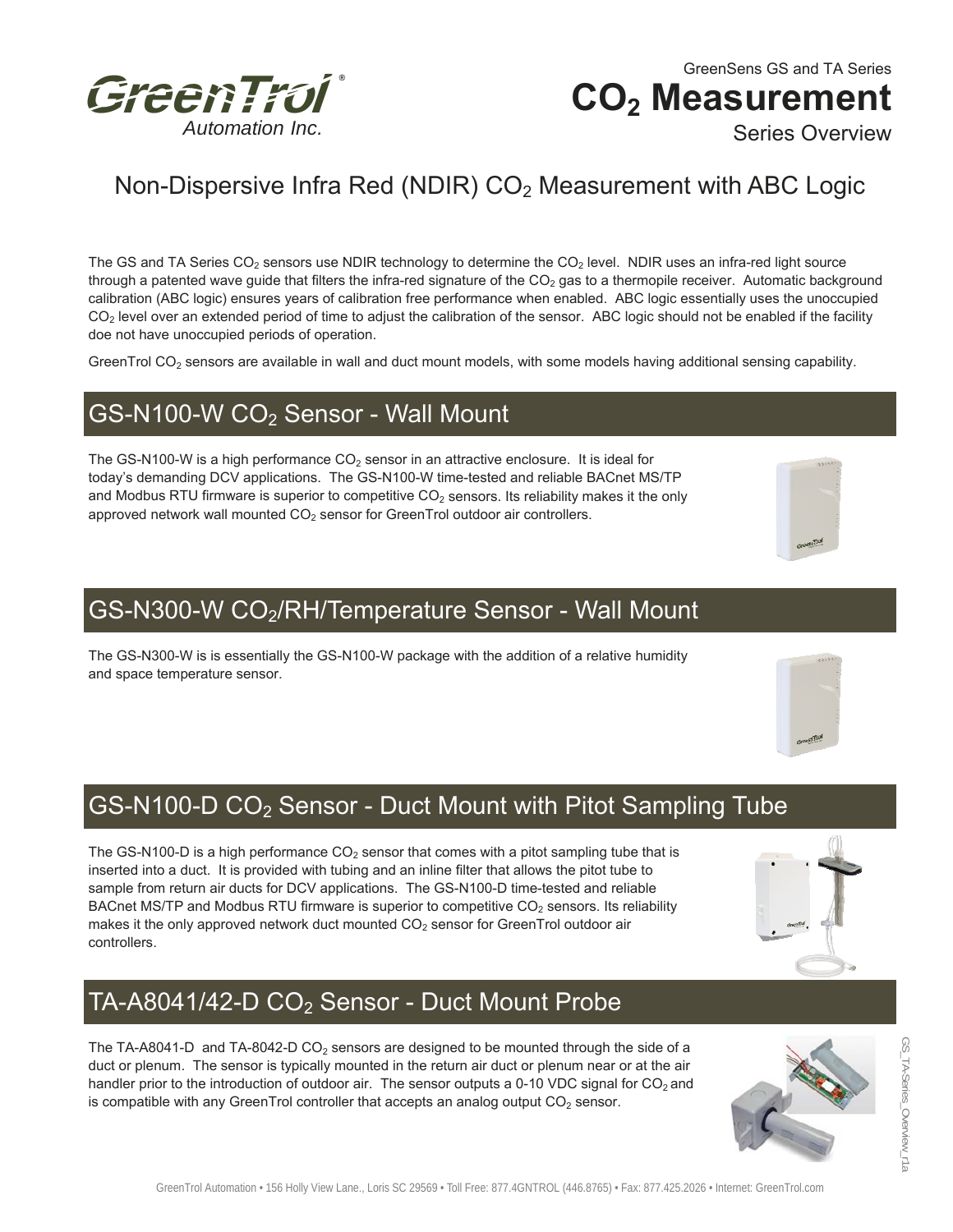GreenTrol® Automation Inc.

GreenSens GS and TA Series

# $CO_2$ Measurement

Series Overview

## Non-Dispersive Infra Red (NDIR) $CO_2$ Measurement with ABC Logic

The GS and TA Series $CO_2$ sensors use NDIR technology to determine the $CO_2$ level. NDIR uses an infra-red light source through a patented wave guide that filters the infra-red signature of the $CO_2$ gas to a thermopile receiver. Automatic background calibration (ABC logic) ensures years of calibration free performance when enabled. ABC logic essentially uses the unoccupied $CO_2$ level over an extended period of time to adjust the calibration of the sensor. ABC logic should not be enabled if the facility doe not have unoccupied periods of operation.

GreenTrol $CO_2$ sensors are available in wall and duct mount models, with some models having additional sensing capability.

## GS-N100-W $CO_2$ Sensor - Wall Mount

The GS-N100-W is a high performance $CO_2$ sensor in an attractive enclosure. It is ideal for today's demanding DCV applications. The GS-N100-W time-tested and reliable BACnet MS/TP and Modbus RTU firmware is superior to competitive $CO_2$ sensors. Its reliability makes it the only approved network wall mounted $CO_2$ sensor for GreenTrol outdoor air controllers.

## GS-N300-W $CO_2$/RH/Temperature Sensor - Wall Mount

The GS-N300-W is is essentially the GS-N100-W package with the addition of a relative humidity and space temperature sensor.

## GS-N100-D $CO_2$ Sensor - Duct Mount with Pitot Sampling Tube

The GS-N100-D is a high performance $CO_2$ sensor that comes with a pitot sampling tube that is inserted into a duct. It is provided with tubing and an inline filter that allows the pitot tube to sample from return air ducts for DCV applications. The GS-N100-D time-tested and reliable BACnet MS/TP and Modbus RTU firmware is superior to competitive $CO_2$ sensors. Its reliability makes it the only approved network duct mounted $CO_2$ sensor for GreenTrol outdoor air controllers.

## TA-A8041/42-D $CO_2$ Sensor - Duct Mount Probe

The TA-A8041-D and TA-8042-D $CO_2$ sensors are designed to be mounted through the side of a duct or plenum. The sensor is typically mounted in the return air duct or plenum near or at the air handler prior to the introduction of outdoor air. The sensor outputs a 0-10 VDC signal for $CO_2$ and is compatible with any GreenTrol controller that accepts an analog output $CO_2$ sensor.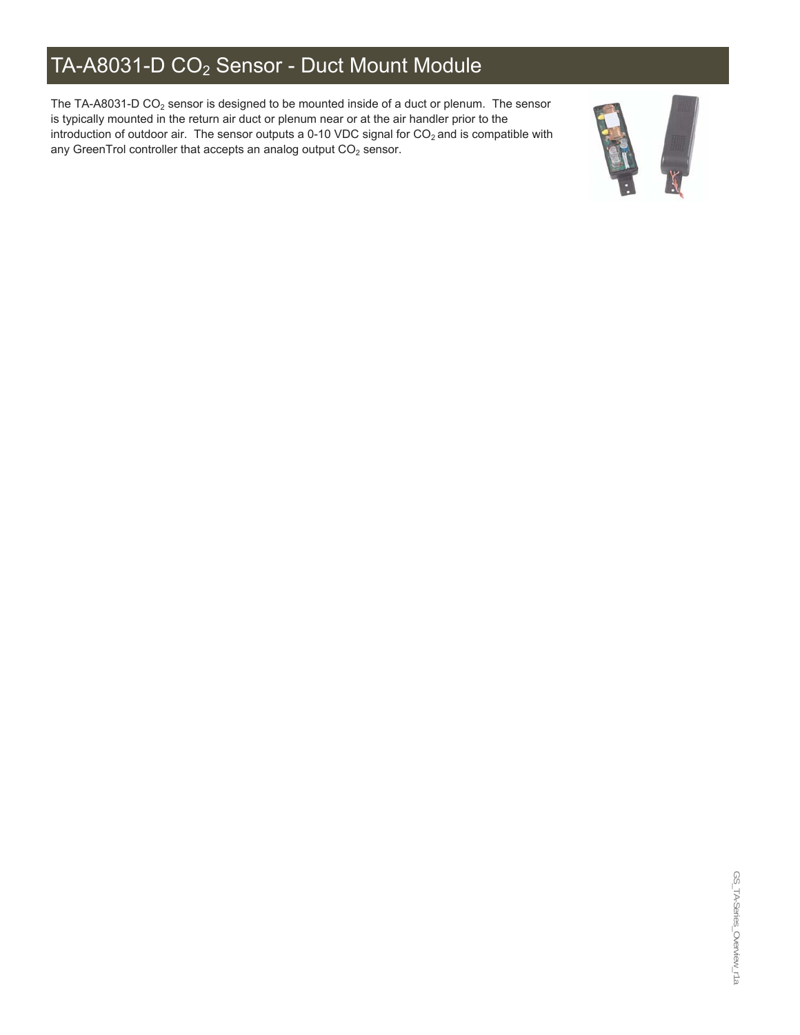# TA-A8031-D $CO_2$ Sensor - Duct Mount Module

The TA-A8031-D $CO_2$ sensor is designed to be mounted inside of a duct or plenum. The sensor is typically mounted in the return air duct or plenum near or at the air handler prior to the introduction of outdoor air. The sensor outputs a 0-10 VDC signal for $CO_2$ and is compatible with any GreenTrol controller that accepts an analog output $CO_2$ sensor.